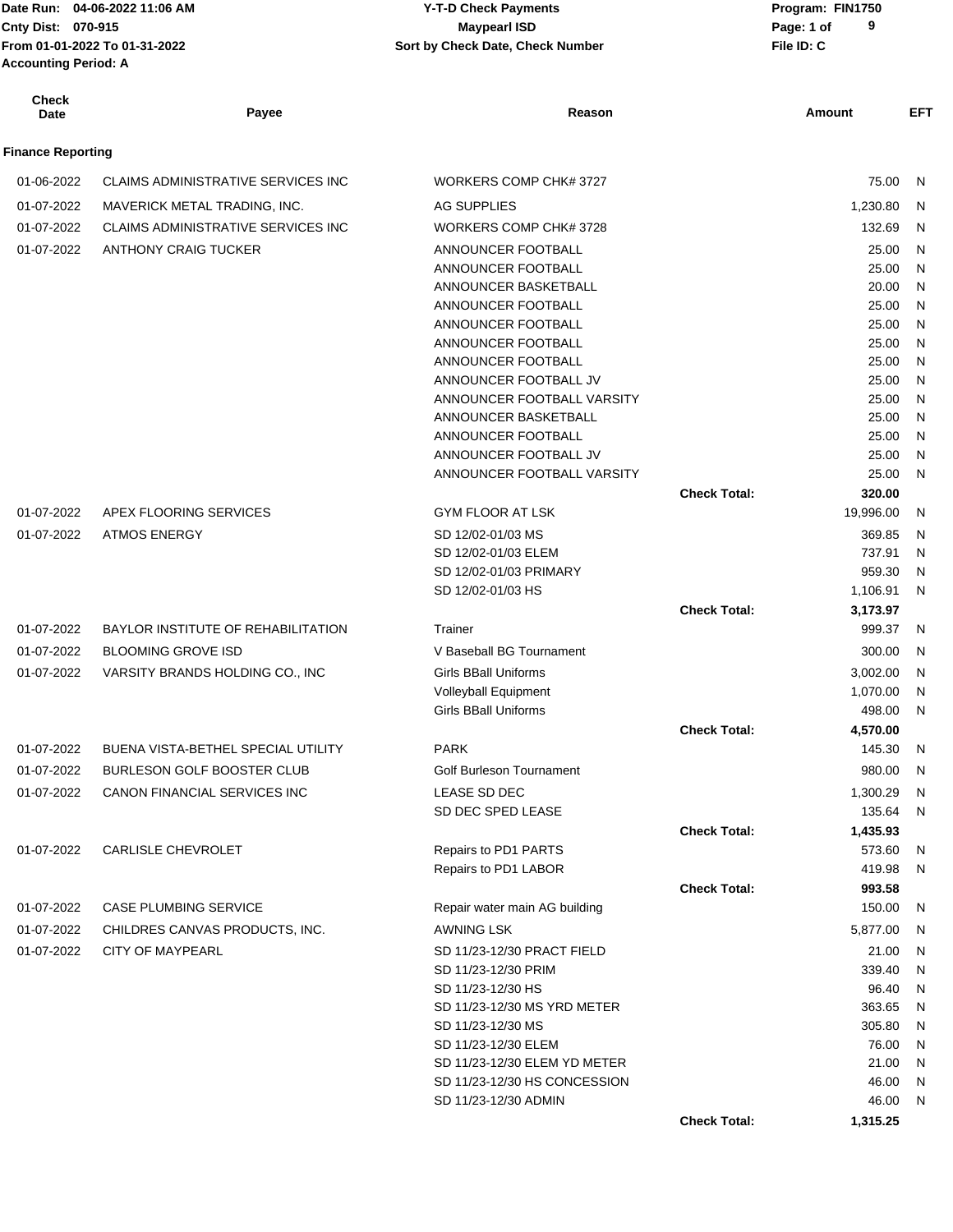Date Run: 04-06-2022 11:06 AM
Cnty Dist: 070-915
From 01-01-2022 To 01-31-2022
Accounting Period: A

**Y-T-D Check Payments**
**Maypearl ISD**
**Sort by Check Date, Check Number**

Program: FIN1750
File ID: C

| Check Date | Payee | Reason | | Amount | EFT |
|---|---|---|---|---|---|
| **Finance Reporting** | | | | | |
| 01-06-2022 | CLAIMS ADMINISTRATIVE SERVICES INC | WORKERS COMP CHK# 3727 | | 75.00 | N |
| 01-07-2022 | MAVERICK METAL TRADING, INC. | AG SUPPLIES | | 1,230.80 | N |
| 01-07-2022 | CLAIMS ADMINISTRATIVE SERVICES INC | WORKERS COMP CHK# 3728 | | 132.69 | N |
| 01-07-2022 | ANTHONY CRAIG TUCKER | ANNOUNCER FOOTBALL | | 25.00 | N |
| | | ANNOUNCER FOOTBALL | | 25.00 | N |
| | | ANNOUNCER BASKETBALL | | 20.00 | N |
| | | ANNOUNCER FOOTBALL | | 25.00 | N |
| | | ANNOUNCER FOOTBALL | | 25.00 | N |
| | | ANNOUNCER FOOTBALL | | 25.00 | N |
| | | ANNOUNCER FOOTBALL | | 25.00 | N |
| | | ANNOUNCER FOOTBALL JV | | 25.00 | N |
| | | ANNOUNCER FOOTBALL VARSITY | | 25.00 | N |
| | | ANNOUNCER BASKETBALL | | 25.00 | N |
| | | ANNOUNCER FOOTBALL | | 25.00 | N |
| | | ANNOUNCER FOOTBALL JV | | 25.00 | N |
| | | ANNOUNCER FOOTBALL VARSITY | | 25.00 | N |
| | | | **Check Total:** | **320.00** | |
| 01-07-2022 | APEX FLOORING SERVICES | GYM FLOOR AT LSK | | 19,996.00 | N |
| 01-07-2022 | ATMOS ENERGY | SD 12/02-01/03 MS | | 369.85 | N |
| | | SD 12/02-01/03 ELEM | | 737.91 | N |
| | | SD 12/02-01/03 PRIMARY | | 959.30 | N |
| | | SD 12/02-01/03 HS | | 1,106.91 | N |
| | | | **Check Total:** | **3,173.97** | |
| 01-07-2022 | BAYLOR INSTITUTE OF REHABILITATION | Trainer | | 999.37 | N |
| 01-07-2022 | BLOOMING GROVE ISD | V Baseball BG Tournament | | 300.00 | N |
| 01-07-2022 | VARSITY BRANDS HOLDING CO., INC | Girls BBall Uniforms | | 3,002.00 | N |
| | | Volleyball Equipment | | 1,070.00 | N |
| | | Girls BBall Uniforms | | 498.00 | N |
| | | | **Check Total:** | **4,570.00** | |
| 01-07-2022 | BUENA VISTA-BETHEL SPECIAL UTILITY | PARK | | 145.30 | N |
| 01-07-2022 | BURLESON GOLF BOOSTER CLUB | Golf Burleson Tournament | | 980.00 | N |
| 01-07-2022 | CANON FINANCIAL SERVICES INC | LEASE SD DEC | | 1,300.29 | N |
| | | SD DEC SPED LEASE | | 135.64 | N |
| | | | **Check Total:** | **1,435.93** | |
| 01-07-2022 | CARLISLE CHEVROLET | Repairs to PD1 PARTS | | 573.60 | N |
| | | Repairs to PD1 LABOR | | 419.98 | N |
| | | | **Check Total:** | **993.58** | |
| 01-07-2022 | CASE PLUMBING SERVICE | Repair water main AG building | | 150.00 | N |
| 01-07-2022 | CHILDRES CANVAS PRODUCTS, INC. | AWNING LSK | | 5,877.00 | N |
| 01-07-2022 | CITY OF MAYPEARL | SD 11/23-12/30 PRACT FIELD | | 21.00 | N |
| | | SD 11/23-12/30 PRIM | | 339.40 | N |
| | | SD 11/23-12/30 HS | | 96.40 | N |
| | | SD 11/23-12/30 MS YRD METER | | 363.65 | N |
| | | SD 11/23-12/30 MS | | 305.80 | N |
| | | SD 11/23-12/30 ELEM | | 76.00 | N |
| | | SD 11/23-12/30 ELEM YD METER | | 21.00 | N |
| | | SD 11/23-12/30 HS CONCESSION | | 46.00 | N |
| | | SD 11/23-12/30 ADMIN | | 46.00 | N |
| | | | **Check Total:** | **1,315.25** | |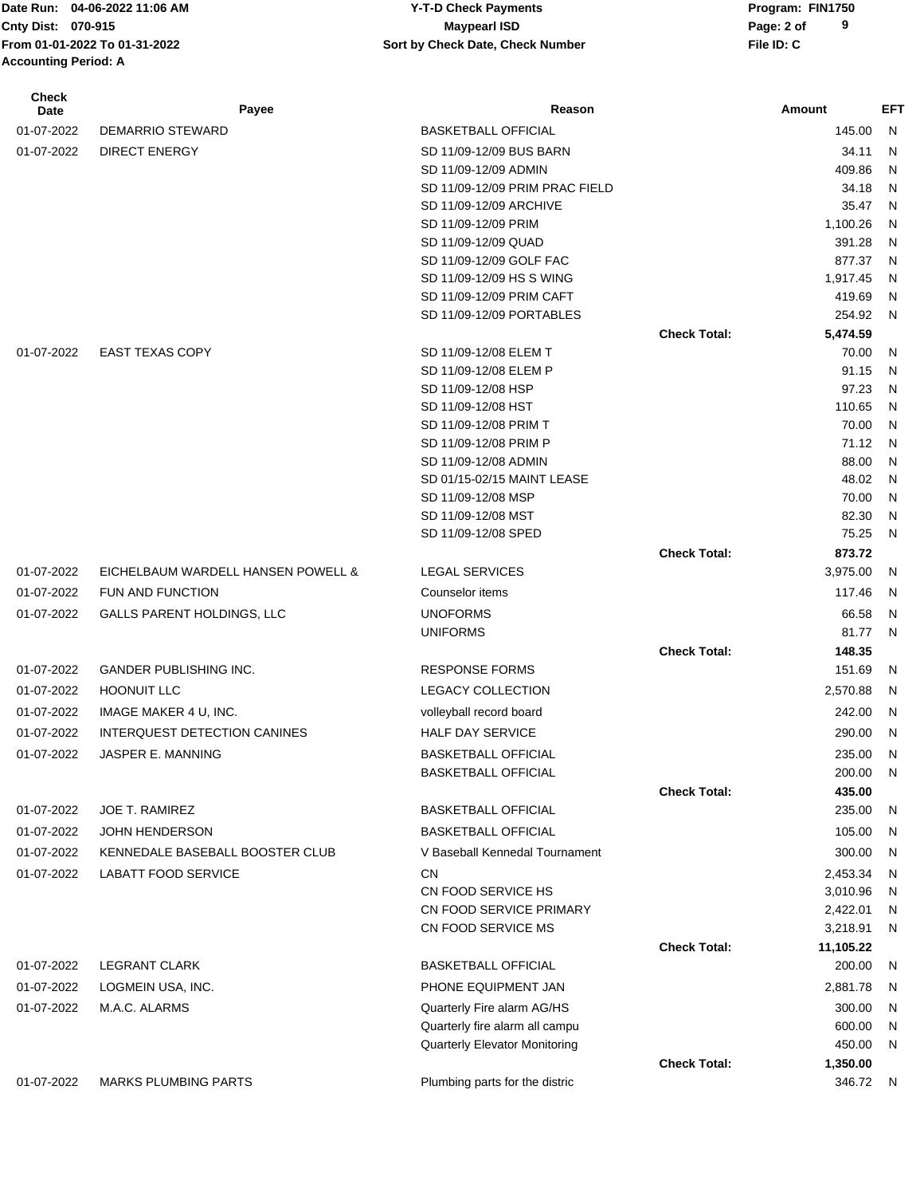Date Run: 04-06-2022 11:06 AM
Cnty Dist: 070-915
From 01-01-2022 To 01-31-2022
Accounting Period: A

**Y-T-D Check Payments**
**Maypearl ISD**
**Sort by Check Date, Check Number**

Program: FIN1750
File ID: C

| Check Date | Payee | Reason | | Amount | EFT |
|---|---|---|---|---|---|
| 01-07-2022 | DEMARRIO STEWARD | BASKETBALL OFFICIAL | | 145.00 | N |
| 01-07-2022 | DIRECT ENERGY | SD 11/09-12/09 BUS BARN | | 34.11 | N |
| | | SD 11/09-12/09 ADMIN | | 409.86 | N |
| | | SD 11/09-12/09 PRIM PRAC FIELD | | 34.18 | N |
| | | SD 11/09-12/09 ARCHIVE | | 35.47 | N |
| | | SD 11/09-12/09 PRIM | | 1,100.26 | N |
| | | SD 11/09-12/09 QUAD | | 391.28 | N |
| | | SD 11/09-12/09 GOLF FAC | | 877.37 | N |
| | | SD 11/09-12/09 HS S WING | | 1,917.45 | N |
| | | SD 11/09-12/09 PRIM CAFT | | 419.69 | N |
| | | SD 11/09-12/09 PORTABLES | | 254.92 | N |
| | | | **Check Total:** | **5,474.59** | |
| 01-07-2022 | EAST TEXAS COPY | SD 11/09-12/08 ELEM T | | 70.00 | N |
| | | SD 11/09-12/08 ELEM P | | 91.15 | N |
| | | SD 11/09-12/08 HSP | | 97.23 | N |
| | | SD 11/09-12/08 HST | | 110.65 | N |
| | | SD 11/09-12/08 PRIM T | | 70.00 | N |
| | | SD 11/09-12/08 PRIM P | | 71.12 | N |
| | | SD 11/09-12/08 ADMIN | | 88.00 | N |
| | | SD 01/15-02/15 MAINT LEASE | | 48.02 | N |
| | | SD 11/09-12/08 MSP | | 70.00 | N |
| | | SD 11/09-12/08 MST | | 82.30 | N |
| | | SD 11/09-12/08 SPED | | 75.25 | N |
| | | | **Check Total:** | **873.72** | |
| 01-07-2022 | EICHELBAUM WARDELL HANSEN POWELL & | LEGAL SERVICES | | 3,975.00 | N |
| 01-07-2022 | FUN AND FUNCTION | Counselor items | | 117.46 | N |
| 01-07-2022 | GALLS PARENT HOLDINGS, LLC | UNOFORMS | | 66.58 | N |
| | | UNIFORMS | | 81.77 | N |
| | | | **Check Total:** | **148.35** | |
| 01-07-2022 | GANDER PUBLISHING INC. | RESPONSE FORMS | | 151.69 | N |
| 01-07-2022 | HOONUIT LLC | LEGACY COLLECTION | | 2,570.88 | N |
| 01-07-2022 | IMAGE MAKER 4 U, INC. | volleyball record board | | 242.00 | N |
| 01-07-2022 | INTERQUEST DETECTION CANINES | HALF DAY SERVICE | | 290.00 | N |
| 01-07-2022 | JASPER E. MANNING | BASKETBALL OFFICIAL | | 235.00 | N |
| | | BASKETBALL OFFICIAL | | 200.00 | N |
| | | | **Check Total:** | **435.00** | |
| 01-07-2022 | JOE T. RAMIREZ | BASKETBALL OFFICIAL | | 235.00 | N |
| 01-07-2022 | JOHN HENDERSON | BASKETBALL OFFICIAL | | 105.00 | N |
| 01-07-2022 | KENNEDALE BASEBALL BOOSTER CLUB | V Baseball Kennedal Tournament | | 300.00 | N |
| 01-07-2022 | LABATT FOOD SERVICE | CN | | 2,453.34 | N |
| | | CN FOOD SERVICE HS | | 3,010.96 | N |
| | | CN FOOD SERVICE PRIMARY | | 2,422.01 | N |
| | | CN FOOD SERVICE MS | | 3,218.91 | N |
| | | | **Check Total:** | **11,105.22** | |
| 01-07-2022 | LEGRANT CLARK | BASKETBALL OFFICIAL | | 200.00 | N |
| 01-07-2022 | LOGMEIN USA, INC. | PHONE EQUIPMENT JAN | | 2,881.78 | N |
| 01-07-2022 | M.A.C. ALARMS | Quarterly Fire alarm AG/HS | | 300.00 | N |
| | | Quarterly fire alarm all campu | | 600.00 | N |
| | | Quarterly Elevator Monitoring | | 450.00 | N |
| | | | **Check Total:** | **1,350.00** | |
| 01-07-2022 | MARKS PLUMBING PARTS | Plumbing parts for the distric | | 346.72 | N |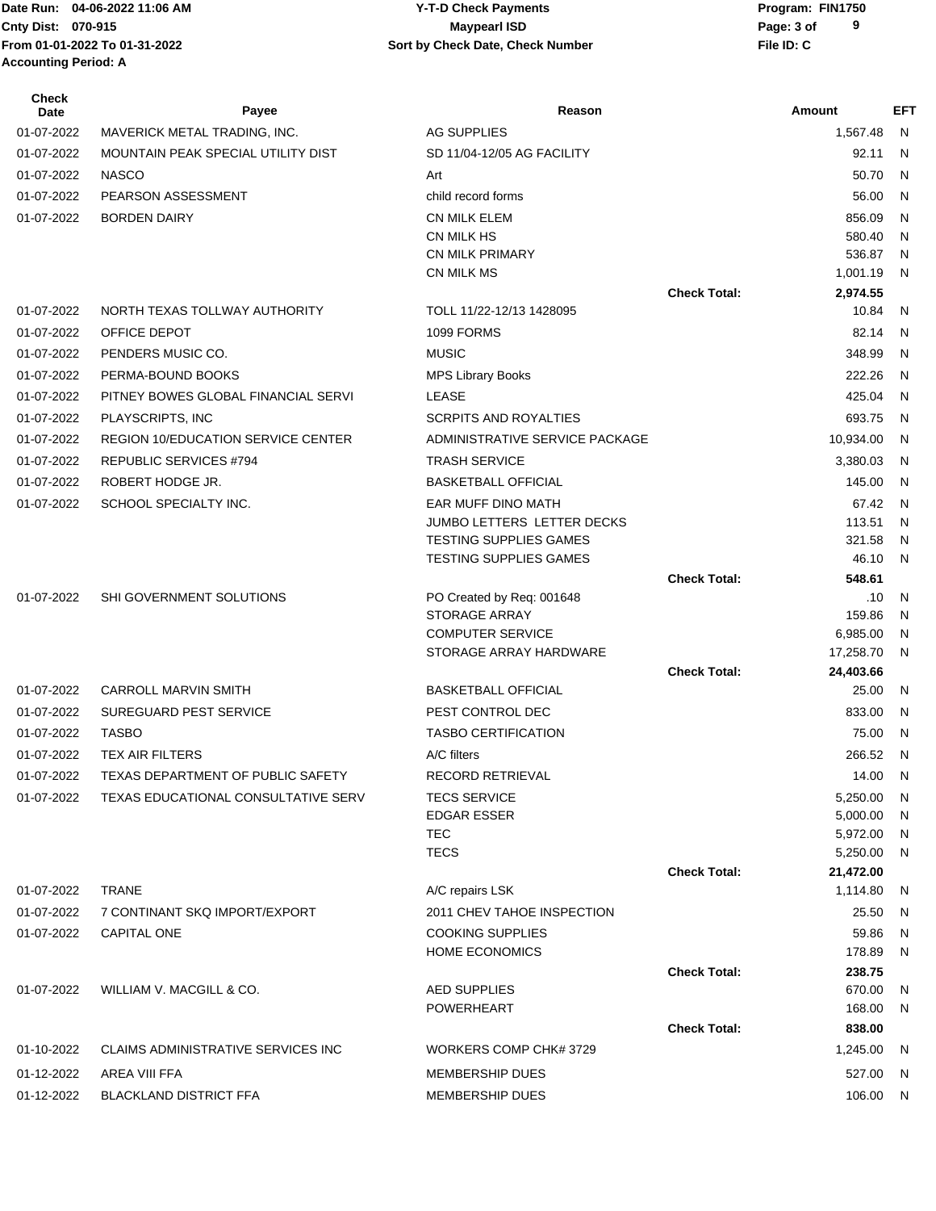Date Run: 04-06-2022 11:06 AM
Cnty Dist: 070-915
From 01-01-2022 To 01-31-2022
Accounting Period: A

**Y-T-D Check Payments**
**Maypearl ISD**
**Sort by Check Date, Check Number**

Program: FIN1750
File ID: C

| Check Date | Payee | Reason | | Amount | EFT |
|---|---|---|---|---|---|
| 01-07-2022 | MAVERICK METAL TRADING, INC. | AG SUPPLIES | | 1,567.48 | N |
| 01-07-2022 | MOUNTAIN PEAK SPECIAL UTILITY DIST | SD 11/04-12/05 AG FACILITY | | 92.11 | N |
| 01-07-2022 | NASCO | Art | | 50.70 | N |
| 01-07-2022 | PEARSON ASSESSMENT | child record forms | | 56.00 | N |
| 01-07-2022 | BORDEN DAIRY | CN MILK ELEM | | 856.09 | N |
| | | CN MILK HS | | 580.40 | N |
| | | CN MILK PRIMARY | | 536.87 | N |
| | | CN MILK MS | | 1,001.19 | N |
| | | | **Check Total:** | **2,974.55** | |
| 01-07-2022 | NORTH TEXAS TOLLWAY AUTHORITY | TOLL 11/22-12/13 1428095 | | 10.84 | N |
| 01-07-2022 | OFFICE DEPOT | 1099 FORMS | | 82.14 | N |
| 01-07-2022 | PENDERS MUSIC CO. | MUSIC | | 348.99 | N |
| 01-07-2022 | PERMA-BOUND BOOKS | MPS Library Books | | 222.26 | N |
| 01-07-2022 | PITNEY BOWES GLOBAL FINANCIAL SERVI | LEASE | | 425.04 | N |
| 01-07-2022 | PLAYSCRIPTS, INC | SCRPITS AND ROYALTIES | | 693.75 | N |
| 01-07-2022 | REGION 10/EDUCATION SERVICE CENTER | ADMINISTRATIVE SERVICE PACKAGE | | 10,934.00 | N |
| 01-07-2022 | REPUBLIC SERVICES #794 | TRASH SERVICE | | 3,380.03 | N |
| 01-07-2022 | ROBERT HODGE JR. | BASKETBALL OFFICIAL | | 145.00 | N |
| 01-07-2022 | SCHOOL SPECIALTY INC. | EAR MUFF DINO MATH | | 67.42 | N |
| | | JUMBO LETTERS LETTER DECKS | | 113.51 | N |
| | | TESTING SUPPLIES GAMES | | 321.58 | N |
| | | TESTING SUPPLIES GAMES | | 46.10 | N |
| | | | **Check Total:** | **548.61** | |
| 01-07-2022 | SHI GOVERNMENT SOLUTIONS | PO Created by Req: 001648 | | .10 | N |
| | | STORAGE ARRAY | | 159.86 | N |
| | | COMPUTER SERVICE | | 6,985.00 | N |
| | | STORAGE ARRAY HARDWARE | | 17,258.70 | N |
| | | | **Check Total:** | **24,403.66** | |
| 01-07-2022 | CARROLL MARVIN SMITH | BASKETBALL OFFICIAL | | 25.00 | N |
| 01-07-2022 | SUREGUARD PEST SERVICE | PEST CONTROL DEC | | 833.00 | N |
| 01-07-2022 | TASBO | TASBO CERTIFICATION | | 75.00 | N |
| 01-07-2022 | TEX AIR FILTERS | A/C filters | | 266.52 | N |
| 01-07-2022 | TEXAS DEPARTMENT OF PUBLIC SAFETY | RECORD RETRIEVAL | | 14.00 | N |
| 01-07-2022 | TEXAS EDUCATIONAL CONSULTATIVE SERV | TECS SERVICE | | 5,250.00 | N |
| | | EDGAR ESSER | | 5,000.00 | N |
| | | TEC | | 5,972.00 | N |
| | | TECS | | 5,250.00 | N |
| | | | **Check Total:** | **21,472.00** | |
| 01-07-2022 | TRANE | A/C repairs LSK | | 1,114.80 | N |
| 01-07-2022 | 7 CONTINANT SKQ IMPORT/EXPORT | 2011 CHEV TAHOE INSPECTION | | 25.50 | N |
| 01-07-2022 | CAPITAL ONE | COOKING SUPPLIES | | 59.86 | N |
| | | HOME ECONOMICS | | 178.89 | N |
| | | | **Check Total:** | **238.75** | |
| 01-07-2022 | WILLIAM V. MACGILL & CO. | AED SUPPLIES | | 670.00 | N |
| | | POWERHEART | | 168.00 | N |
| | | | **Check Total:** | **838.00** | |
| 01-10-2022 | CLAIMS ADMINISTRATIVE SERVICES INC | WORKERS COMP CHK# 3729 | | 1,245.00 | N |
| 01-12-2022 | AREA VIII FFA | MEMBERSHIP DUES | | 527.00 | N |
| 01-12-2022 | BLACKLAND DISTRICT FFA | MEMBERSHIP DUES | | 106.00 | N |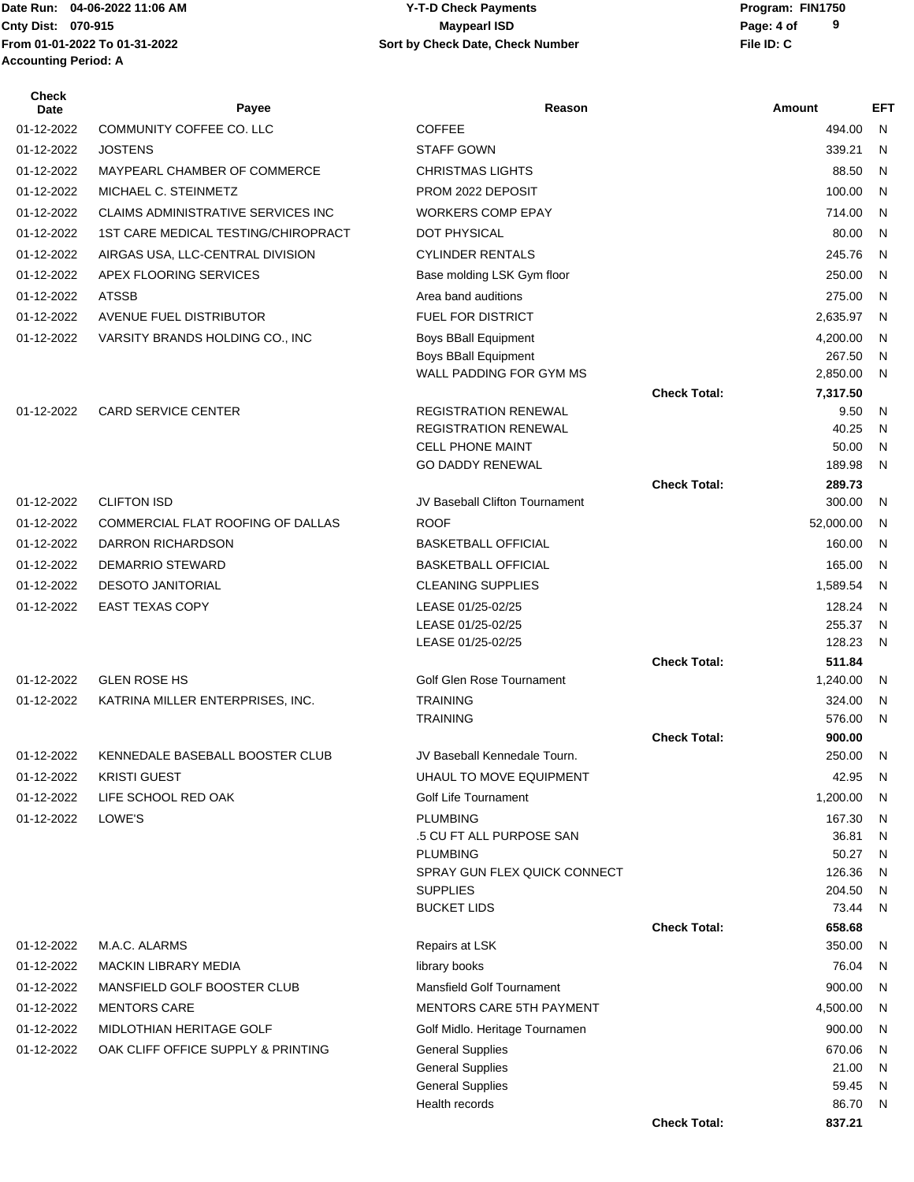Date Run: 04-06-2022 11:06 AM
Cnty Dist: 070-915
From 01-01-2022 To 01-31-2022
Accounting Period: A

**Y-T-D Check Payments**
**Maypearl ISD**
**Sort by Check Date, Check Number**

Program: FIN1750
File ID: C

| Check Date | Payee | Reason | | Amount | EFT |
|---|---|---|---|---|---|
| 01-12-2022 | COMMUNITY COFFEE CO. LLC | COFFEE | | 494.00 | N |
| 01-12-2022 | JOSTENS | STAFF GOWN | | 339.21 | N |
| 01-12-2022 | MAYPEARL CHAMBER OF COMMERCE | CHRISTMAS LIGHTS | | 88.50 | N |
| 01-12-2022 | MICHAEL C. STEINMETZ | PROM 2022 DEPOSIT | | 100.00 | N |
| 01-12-2022 | CLAIMS ADMINISTRATIVE SERVICES INC | WORKERS COMP EPAY | | 714.00 | N |
| 01-12-2022 | 1ST CARE MEDICAL TESTING/CHIROPRACT | DOT PHYSICAL | | 80.00 | N |
| 01-12-2022 | AIRGAS USA, LLC-CENTRAL DIVISION | CYLINDER RENTALS | | 245.76 | N |
| 01-12-2022 | APEX FLOORING SERVICES | Base molding LSK Gym floor | | 250.00 | N |
| 01-12-2022 | ATSSB | Area band auditions | | 275.00 | N |
| 01-12-2022 | AVENUE FUEL DISTRIBUTOR | FUEL FOR DISTRICT | | 2,635.97 | N |
| 01-12-2022 | VARSITY BRANDS HOLDING CO., INC | Boys BBall Equipment | | 4,200.00 | N |
| | | Boys BBall Equipment | | 267.50 | N |
| | | WALL PADDING FOR GYM MS | | 2,850.00 | N |
| | | | **Check Total:** | **7,317.50** | |
| 01-12-2022 | CARD SERVICE CENTER | REGISTRATION RENEWAL | | 9.50 | N |
| | | REGISTRATION RENEWAL | | 40.25 | N |
| | | CELL PHONE MAINT | | 50.00 | N |
| | | GO DADDY RENEWAL | | 189.98 | N |
| | | | **Check Total:** | **289.73** | |
| 01-12-2022 | CLIFTON ISD | JV Baseball Clifton Tournament | | 300.00 | N |
| 01-12-2022 | COMMERCIAL FLAT ROOFING OF DALLAS | ROOF | | 52,000.00 | N |
| 01-12-2022 | DARRON RICHARDSON | BASKETBALL OFFICIAL | | 160.00 | N |
| 01-12-2022 | DEMARRIO STEWARD | BASKETBALL OFFICIAL | | 165.00 | N |
| 01-12-2022 | DESOTO JANITORIAL | CLEANING SUPPLIES | | 1,589.54 | N |
| 01-12-2022 | EAST TEXAS COPY | LEASE 01/25-02/25 | | 128.24 | N |
| | | LEASE 01/25-02/25 | | 255.37 | N |
| | | LEASE 01/25-02/25 | | 128.23 | N |
| | | | **Check Total:** | **511.84** | |
| 01-12-2022 | GLEN ROSE HS | Golf Glen Rose Tournament | | 1,240.00 | N |
| 01-12-2022 | KATRINA MILLER ENTERPRISES, INC. | TRAINING | | 324.00 | N |
| | | TRAINING | | 576.00 | N |
| | | | **Check Total:** | **900.00** | |
| 01-12-2022 | KENNEDALE BASEBALL BOOSTER CLUB | JV Baseball Kennedale Tourn. | | 250.00 | N |
| 01-12-2022 | KRISTI GUEST | UHAUL TO MOVE EQUIPMENT | | 42.95 | N |
| 01-12-2022 | LIFE SCHOOL RED OAK | Golf Life Tournament | | 1,200.00 | N |
| 01-12-2022 | LOWE'S | PLUMBING | | 167.30 | N |
| | | .5 CU FT ALL PURPOSE SAN | | 36.81 | N |
| | | PLUMBING | | 50.27 | N |
| | | SPRAY GUN FLEX QUICK CONNECT | | 126.36 | N |
| | | SUPPLIES | | 204.50 | N |
| | | BUCKET LIDS | | 73.44 | N |
| | | | **Check Total:** | **658.68** | |
| 01-12-2022 | M.A.C. ALARMS | Repairs at LSK | | 350.00 | N |
| 01-12-2022 | MACKIN LIBRARY MEDIA | library books | | 76.04 | N |
| 01-12-2022 | MANSFIELD GOLF BOOSTER CLUB | Mansfield Golf Tournament | | 900.00 | N |
| 01-12-2022 | MENTORS CARE | MENTORS CARE 5TH PAYMENT | | 4,500.00 | N |
| 01-12-2022 | MIDLOTHIAN HERITAGE GOLF | Golf Midlo. Heritage Tournamen | | 900.00 | N |
| 01-12-2022 | OAK CLIFF OFFICE SUPPLY & PRINTING | General Supplies | | 670.06 | N |
| | | General Supplies | | 21.00 | N |
| | | General Supplies | | 59.45 | N |
| | | Health records | | 86.70 | N |
| | | | **Check Total:** | **837.21** | |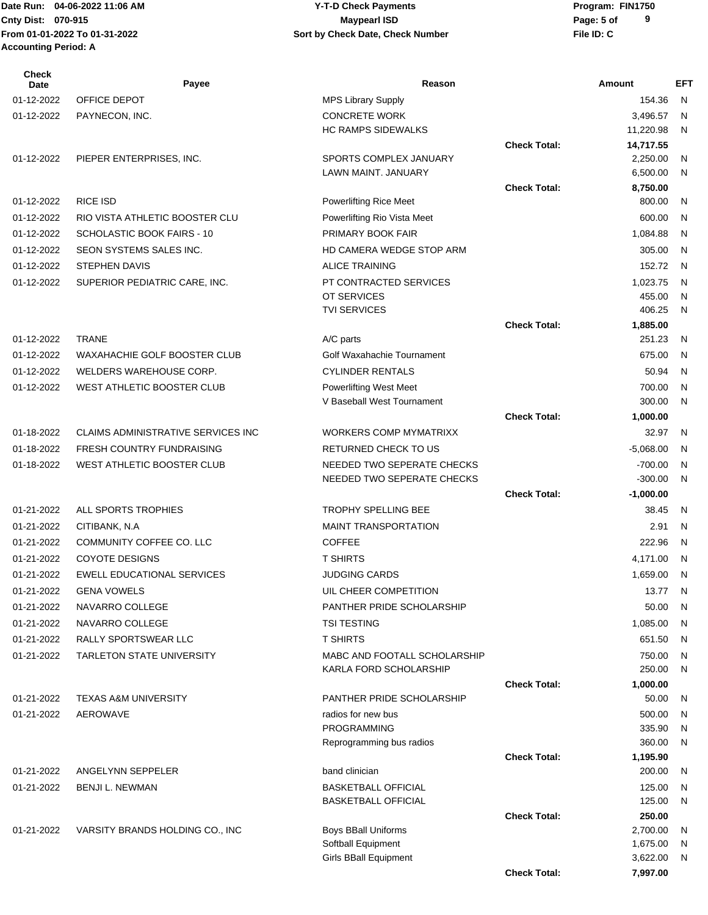Date Run: 04-06-2022 11:06 AM
Cnty Dist: 070-915
From 01-01-2022 To 01-31-2022
Accounting Period: A

**Y-T-D Check Payments**
**Maypearl ISD**
**Sort by Check Date, Check Number**

Program: FIN1750
File ID: C

| Check Date | Payee | Reason | | Amount | EFT |
|---|---|---|---|---|---|
| 01-12-2022 | OFFICE DEPOT | MPS Library Supply | | 154.36 | N |
| 01-12-2022 | PAYNECON, INC. | CONCRETE WORK | | 3,496.57 | N |
| | | HC RAMPS SIDEWALKS | | 11,220.98 | N |
| | | | **Check Total:** | **14,717.55** | |
| 01-12-2022 | PIEPER ENTERPRISES, INC. | SPORTS COMPLEX JANUARY | | 2,250.00 | N |
| | | LAWN MAINT. JANUARY | | 6,500.00 | N |
| | | | **Check Total:** | **8,750.00** | |
| 01-12-2022 | RICE ISD | Powerlifting Rice Meet | | 800.00 | N |
| 01-12-2022 | RIO VISTA ATHLETIC BOOSTER CLU | Powerlifting Rio Vista Meet | | 600.00 | N |
| 01-12-2022 | SCHOLASTIC BOOK FAIRS - 10 | PRIMARY BOOK FAIR | | 1,084.88 | N |
| 01-12-2022 | SEON SYSTEMS SALES INC. | HD CAMERA WEDGE STOP ARM | | 305.00 | N |
| 01-12-2022 | STEPHEN DAVIS | ALICE TRAINING | | 152.72 | N |
| 01-12-2022 | SUPERIOR PEDIATRIC CARE, INC. | PT CONTRACTED SERVICES | | 1,023.75 | N |
| | | OT SERVICES | | 455.00 | N |
| | | TVI SERVICES | | 406.25 | N |
| | | | **Check Total:** | **1,885.00** | |
| 01-12-2022 | TRANE | A/C parts | | 251.23 | N |
| 01-12-2022 | WAXAHACHIE GOLF BOOSTER CLUB | Golf Waxahachie Tournament | | 675.00 | N |
| 01-12-2022 | WELDERS WAREHOUSE CORP. | CYLINDER RENTALS | | 50.94 | N |
| 01-12-2022 | WEST ATHLETIC BOOSTER CLUB | Powerlifting West Meet | | 700.00 | N |
| | | V Baseball West Tournament | | 300.00 | N |
| | | | **Check Total:** | **1,000.00** | |
| 01-18-2022 | CLAIMS ADMINISTRATIVE SERVICES INC | WORKERS COMP MYMATRIXX | | 32.97 | N |
| 01-18-2022 | FRESH COUNTRY FUNDRAISING | RETURNED CHECK TO US | | -5,068.00 | N |
| 01-18-2022 | WEST ATHLETIC BOOSTER CLUB | NEEDED TWO SEPERATE CHECKS | | -700.00 | N |
| | | NEEDED TWO SEPERATE CHECKS | | -300.00 | N |
| | | | **Check Total:** | **-1,000.00** | |
| 01-21-2022 | ALL SPORTS TROPHIES | TROPHY SPELLING BEE | | 38.45 | N |
| 01-21-2022 | CITIBANK, N.A | MAINT TRANSPORTATION | | 2.91 | N |
| 01-21-2022 | COMMUNITY COFFEE CO. LLC | COFFEE | | 222.96 | N |
| 01-21-2022 | COYOTE DESIGNS | T SHIRTS | | 4,171.00 | N |
| 01-21-2022 | EWELL EDUCATIONAL SERVICES | JUDGING CARDS | | 1,659.00 | N |
| 01-21-2022 | GENA VOWELS | UIL CHEER COMPETITION | | 13.77 | N |
| 01-21-2022 | NAVARRO COLLEGE | PANTHER PRIDE SCHOLARSHIP | | 50.00 | N |
| 01-21-2022 | NAVARRO COLLEGE | TSI TESTING | | 1,085.00 | N |
| 01-21-2022 | RALLY SPORTSWEAR LLC | T SHIRTS | | 651.50 | N |
| 01-21-2022 | TARLETON STATE UNIVERSITY | MABC AND FOOTALL SCHOLARSHIP | | 750.00 | N |
| | | KARLA FORD SCHOLARSHIP | | 250.00 | N |
| | | | **Check Total:** | **1,000.00** | |
| 01-21-2022 | TEXAS A&M UNIVERSITY | PANTHER PRIDE SCHOLARSHIP | | 50.00 | N |
| 01-21-2022 | AEROWAVE | radios for new bus | | 500.00 | N |
| | | PROGRAMMING | | 335.90 | N |
| | | Reprogramming bus radios | | 360.00 | N |
| | | | **Check Total:** | **1,195.90** | |
| 01-21-2022 | ANGELYNN SEPPELER | band clinician | | 200.00 | N |
| 01-21-2022 | BENJI L. NEWMAN | BASKETBALL OFFICIAL | | 125.00 | N |
| | | BASKETBALL OFFICIAL | | 125.00 | N |
| | | | **Check Total:** | **250.00** | |
| 01-21-2022 | VARSITY BRANDS HOLDING CO., INC | Boys BBall Uniforms | | 2,700.00 | N |
| | | Softball Equipment | | 1,675.00 | N |
| | | Girls BBall Equipment | | 3,622.00 | N |
| | | | **Check Total:** | **7,997.00** | |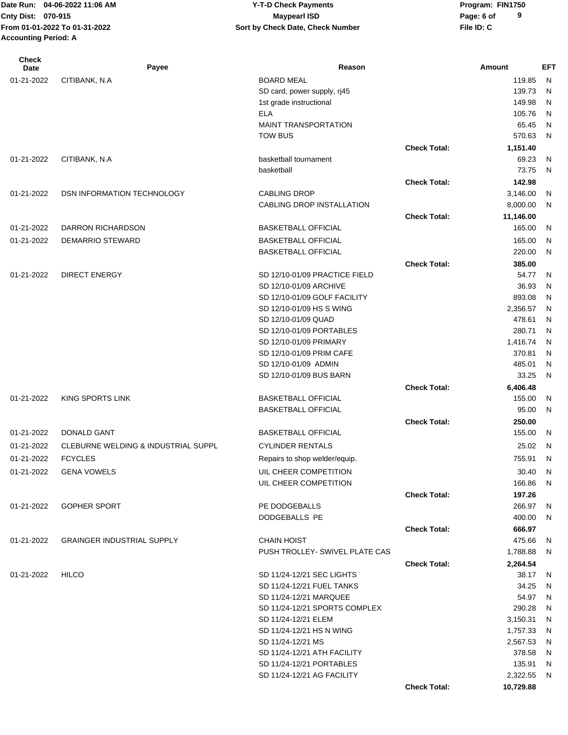Date Run: 04-06-2022 11:06 AM
Cnty Dist: 070-915
From 01-01-2022 To 01-31-2022
Accounting Period: A

# Y-T-D Check Payments
## Maypearl ISD
Sort by Check Date, Check Number

Program: FIN1750
File ID: C

| Check Date | Payee | Reason | | Amount | EFT |
|---|---|---|---|---|---|
| 01-21-2022 | CITIBANK, N.A | BOARD MEAL | | 119.85 | N |
| | | SD card, power supply, rj45 | | 139.73 | N |
| | | 1st grade instructional | | 149.98 | N |
| | | ELA | | 105.76 | N |
| | | MAINT TRANSPORTATION | | 65.45 | N |
| | | TOW BUS | | 570.63 | N |
| | | | **Check Total:** | **1,151.40** | |
| 01-21-2022 | CITIBANK, N.A | basketball tournament | | 69.23 | N |
| | | basketball | | 73.75 | N |
| | | | **Check Total:** | **142.98** | |
| 01-21-2022 | DSN INFORMATION TECHNOLOGY | CABLING DROP | | 3,146.00 | N |
| | | CABLING DROP INSTALLATION | | 8,000.00 | N |
| | | | **Check Total:** | **11,146.00** | |
| 01-21-2022 | DARRON RICHARDSON | BASKETBALL OFFICIAL | | 165.00 | N |
| 01-21-2022 | DEMARRIO STEWARD | BASKETBALL OFFICIAL | | 165.00 | N |
| | | BASKETBALL OFFICIAL | | 220.00 | N |
| | | | **Check Total:** | **385.00** | |
| 01-21-2022 | DIRECT ENERGY | SD 12/10-01/09 PRACTICE FIELD | | 54.77 | N |
| | | SD 12/10-01/09 ARCHIVE | | 36.93 | N |
| | | SD 12/10-01/09 GOLF FACILITY | | 893.08 | N |
| | | SD 12/10-01/09 HS S WING | | 2,356.57 | N |
| | | SD 12/10-01/09 QUAD | | 478.61 | N |
| | | SD 12/10-01/09 PORTABLES | | 280.71 | N |
| | | SD 12/10-01/09 PRIMARY | | 1,416.74 | N |
| | | SD 12/10-01/09 PRIM CAFE | | 370.81 | N |
| | | SD 12/10-01/09 ADMIN | | 485.01 | N |
| | | SD 12/10-01/09 BUS BARN | | 33.25 | N |
| | | | **Check Total:** | **6,406.48** | |
| 01-21-2022 | KING SPORTS LINK | BASKETBALL OFFICIAL | | 155.00 | N |
| | | BASKETBALL OFFICIAL | | 95.00 | N |
| | | | **Check Total:** | **250.00** | |
| 01-21-2022 | DONALD GANT | BASKETBALL OFFICIAL | | 155.00 | N |
| 01-21-2022 | CLEBURNE WELDING & INDUSTRIAL SUPPL | CYLINDER RENTALS | | 25.02 | N |
| 01-21-2022 | FCYCLES | Repairs to shop welder/equip. | | 755.91 | N |
| 01-21-2022 | GENA VOWELS | UIL CHEER COMPETITION | | 30.40 | N |
| | | UIL CHEER COMPETITION | | 166.86 | N |
| | | | **Check Total:** | **197.26** | |
| 01-21-2022 | GOPHER SPORT | PE DODGEBALLS | | 266.97 | N |
| | | DODGEBALLS PE | | 400.00 | N |
| | | | **Check Total:** | **666.97** | |
| 01-21-2022 | GRAINGER INDUSTRIAL SUPPLY | CHAIN HOIST | | 475.66 | N |
| | | PUSH TROLLEY- SWIVEL PLATE CAS | | 1,788.88 | N |
| | | | **Check Total:** | **2,264.54** | |
| 01-21-2022 | HILCO | SD 11/24-12/21 SEC LIGHTS | | 38.17 | N |
| | | SD 11/24-12/21 FUEL TANKS | | 34.25 | N |
| | | SD 11/24-12/21 MARQUEE | | 54.97 | N |
| | | SD 11/24-12/21 SPORTS COMPLEX | | 290.28 | N |
| | | SD 11/24-12/21 ELEM | | 3,150.31 | N |
| | | SD 11/24-12/21 HS N WING | | 1,757.33 | N |
| | | SD 11/24-12/21 MS | | 2,567.53 | N |
| | | SD 11/24-12/21 ATH FACILITY | | 378.58 | N |
| | | SD 11/24-12/21 PORTABLES | | 135.91 | N |
| | | SD 11/24-12/21 AG FACILITY | | 2,322.55 | N |
| | | | **Check Total:** | **10,729.88** | |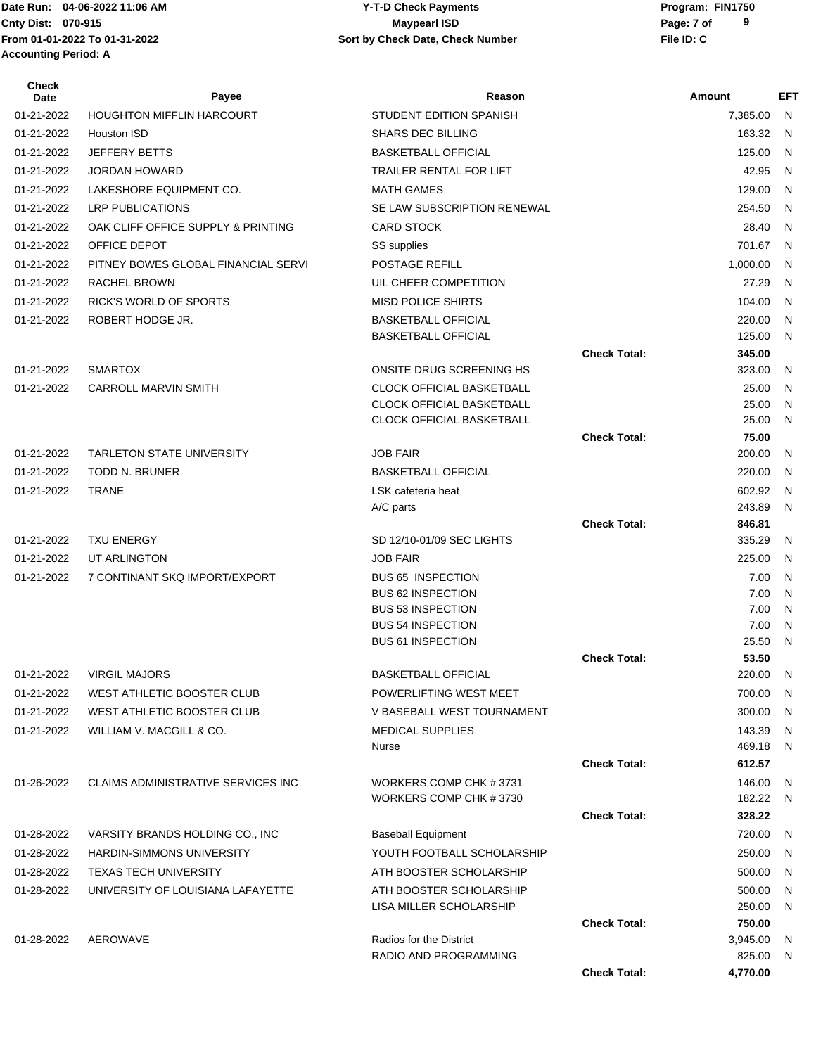Date Run: 04-06-2022 11:06 AM
Cnty Dist: 070-915
From 01-01-2022 To 01-31-2022
Accounting Period: A

**Y-T-D Check Payments**
**Maypearl ISD**
**Sort by Check Date, Check Number**

Program: FIN1750
File ID: C

| Check Date | Payee | Reason | | Amount | EFT |
|---|---|---|---|---|---|
| 01-21-2022 | HOUGHTON MIFFLIN HARCOURT | STUDENT EDITION SPANISH | | 7,385.00 | N |
| 01-21-2022 | Houston ISD | SHARS DEC BILLING | | 163.32 | N |
| 01-21-2022 | JEFFERY BETTS | BASKETBALL OFFICIAL | | 125.00 | N |
| 01-21-2022 | JORDAN HOWARD | TRAILER RENTAL FOR LIFT | | 42.95 | N |
| 01-21-2022 | LAKESHORE EQUIPMENT CO. | MATH GAMES | | 129.00 | N |
| 01-21-2022 | LRP PUBLICATIONS | SE LAW SUBSCRIPTION RENEWAL | | 254.50 | N |
| 01-21-2022 | OAK CLIFF OFFICE SUPPLY & PRINTING | CARD STOCK | | 28.40 | N |
| 01-21-2022 | OFFICE DEPOT | SS supplies | | 701.67 | N |
| 01-21-2022 | PITNEY BOWES GLOBAL FINANCIAL SERVI | POSTAGE REFILL | | 1,000.00 | N |
| 01-21-2022 | RACHEL BROWN | UIL CHEER COMPETITION | | 27.29 | N |
| 01-21-2022 | RICK'S WORLD OF SPORTS | MISD POLICE SHIRTS | | 104.00 | N |
| 01-21-2022 | ROBERT HODGE JR. | BASKETBALL OFFICIAL | | 220.00 | N |
| | | BASKETBALL OFFICIAL | | 125.00 | N |
| | | | **Check Total:** | **345.00** | |
| 01-21-2022 | SMARTOX | ONSITE DRUG SCREENING HS | | 323.00 | N |
| 01-21-2022 | CARROLL MARVIN SMITH | CLOCK OFFICIAL BASKETBALL | | 25.00 | N |
| | | CLOCK OFFICIAL BASKETBALL | | 25.00 | N |
| | | CLOCK OFFICIAL BASKETBALL | | 25.00 | N |
| | | | **Check Total:** | **75.00** | |
| 01-21-2022 | TARLETON STATE UNIVERSITY | JOB FAIR | | 200.00 | N |
| 01-21-2022 | TODD N. BRUNER | BASKETBALL OFFICIAL | | 220.00 | N |
| 01-21-2022 | TRANE | LSK cafeteria heat | | 602.92 | N |
| | | A/C parts | | 243.89 | N |
| | | | **Check Total:** | **846.81** | |
| 01-21-2022 | TXU ENERGY | SD 12/10-01/09 SEC LIGHTS | | 335.29 | N |
| 01-21-2022 | UT ARLINGTON | JOB FAIR | | 225.00 | N |
| 01-21-2022 | 7 CONTINANT SKQ IMPORT/EXPORT | BUS 65 INSPECTION | | 7.00 | N |
| | | BUS 62 INSPECTION | | 7.00 | N |
| | | BUS 53 INSPECTION | | 7.00 | N |
| | | BUS 54 INSPECTION | | 7.00 | N |
| | | BUS 61 INSPECTION | | 25.50 | N |
| | | | **Check Total:** | **53.50** | |
| 01-21-2022 | VIRGIL MAJORS | BASKETBALL OFFICIAL | | 220.00 | N |
| 01-21-2022 | WEST ATHLETIC BOOSTER CLUB | POWERLIFTING WEST MEET | | 700.00 | N |
| 01-21-2022 | WEST ATHLETIC BOOSTER CLUB | V BASEBALL WEST TOURNAMENT | | 300.00 | N |
| 01-21-2022 | WILLIAM V. MACGILL & CO. | MEDICAL SUPPLIES | | 143.39 | N |
| | | Nurse | | 469.18 | N |
| | | | **Check Total:** | **612.57** | |
| 01-26-2022 | CLAIMS ADMINISTRATIVE SERVICES INC | WORKERS COMP CHK # 3731 | | 146.00 | N |
| | | WORKERS COMP CHK # 3730 | | 182.22 | N |
| | | | **Check Total:** | **328.22** | |
| 01-28-2022 | VARSITY BRANDS HOLDING CO., INC | Baseball Equipment | | 720.00 | N |
| 01-28-2022 | HARDIN-SIMMONS UNIVERSITY | YOUTH FOOTBALL SCHOLARSHIP | | 250.00 | N |
| 01-28-2022 | TEXAS TECH UNIVERSITY | ATH BOOSTER SCHOLARSHIP | | 500.00 | N |
| 01-28-2022 | UNIVERSITY OF LOUISIANA LAFAYETTE | ATH BOOSTER SCHOLARSHIP | | 500.00 | N |
| | | LISA MILLER SCHOLARSHIP | | 250.00 | N |
| | | | **Check Total:** | **750.00** | |
| 01-28-2022 | AEROWAVE | Radios for the District | | 3,945.00 | N |
| | | RADIO AND PROGRAMMING | | 825.00 | N |
| | | | **Check Total:** | **4,770.00** | |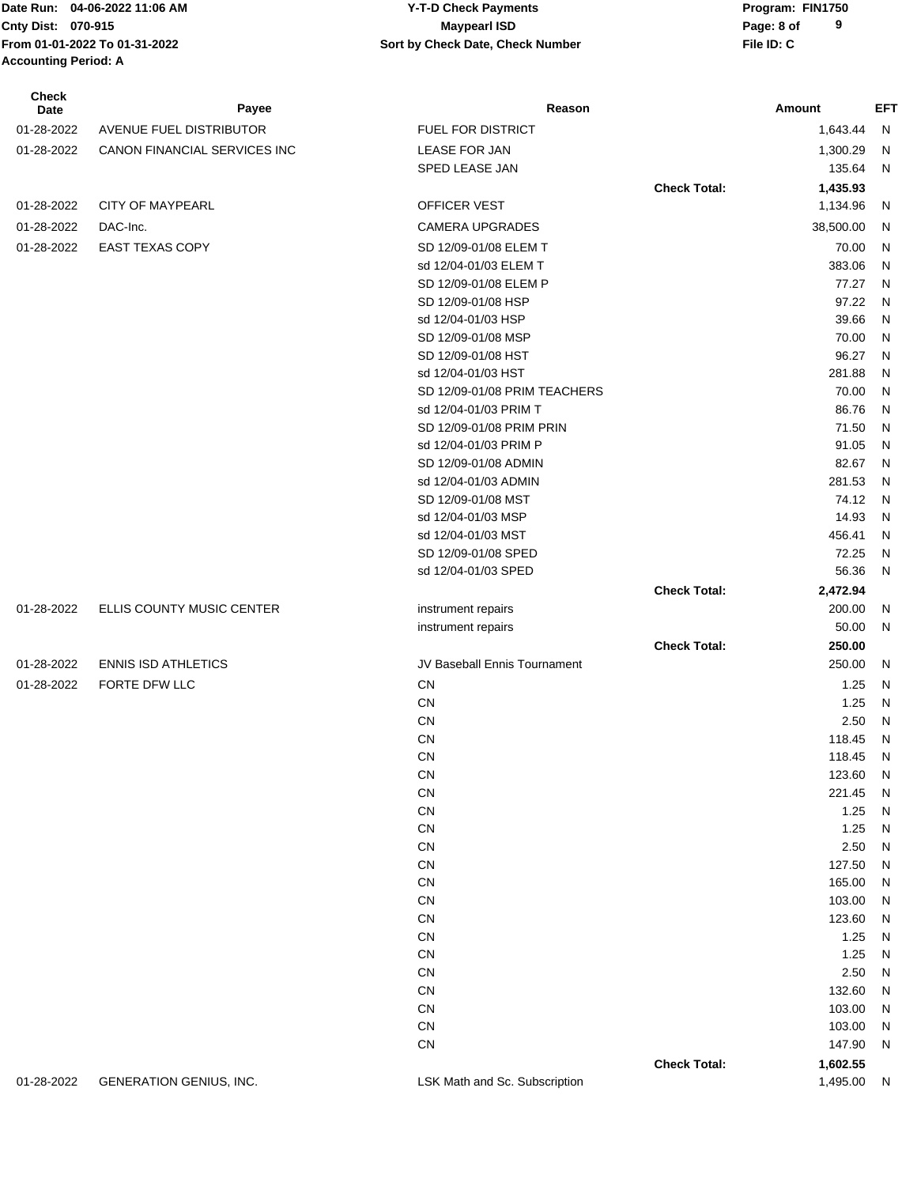| Check Date | Payee | Reason | | Amount | EFT |
|---|---|---|---|---|---|
| 01-28-2022 | AVENUE FUEL DISTRIBUTOR | FUEL FOR DISTRICT | | 1,643.44 | N |
| 01-28-2022 | CANON FINANCIAL SERVICES INC | LEASE FOR JAN | | 1,300.29 | N |
| | | SPED LEASE JAN | | 135.64 | N |
| | | | **Check Total:** | **1,435.93** | |
| 01-28-2022 | CITY OF MAYPEARL | OFFICER VEST | | 1,134.96 | N |
| 01-28-2022 | DAC-Inc. | CAMERA UPGRADES | | 38,500.00 | N |
| 01-28-2022 | EAST TEXAS COPY | SD 12/09-01/08 ELEM T | | 70.00 | N |
| | | sd 12/04-01/03 ELEM T | | 383.06 | N |
| | | SD 12/09-01/08 ELEM P | | 77.27 | N |
| | | SD 12/09-01/08 HSP | | 97.22 | N |
| | | sd 12/04-01/03 HSP | | 39.66 | N |
| | | SD 12/09-01/08 MSP | | 70.00 | N |
| | | SD 12/09-01/08 HST | | 96.27 | N |
| | | sd 12/04-01/03 HST | | 281.88 | N |
| | | SD 12/09-01/08 PRIM TEACHERS | | 70.00 | N |
| | | sd 12/04-01/03 PRIM T | | 86.76 | N |
| | | SD 12/09-01/08 PRIM PRIN | | 71.50 | N |
| | | sd 12/04-01/03 PRIM P | | 91.05 | N |
| | | SD 12/09-01/08 ADMIN | | 82.67 | N |
| | | sd 12/04-01/03 ADMIN | | 281.53 | N |
| | | SD 12/09-01/08 MST | | 74.12 | N |
| | | sd 12/04-01/03 MSP | | 14.93 | N |
| | | sd 12/04-01/03 MST | | 456.41 | N |
| | | SD 12/09-01/08 SPED | | 72.25 | N |
| | | sd 12/04-01/03 SPED | | 56.36 | N |
| | | | **Check Total:** | **2,472.94** | |
| 01-28-2022 | ELLIS COUNTY MUSIC CENTER | instrument repairs | | 200.00 | N |
| | | instrument repairs | | 50.00 | N |
| | | | **Check Total:** | **250.00** | |
| 01-28-2022 | ENNIS ISD ATHLETICS | JV Baseball Ennis Tournament | | 250.00 | N |
| 01-28-2022 | FORTE DFW LLC | CN | | 1.25 | N |
| | | CN | | 1.25 | N |
| | | CN | | 2.50 | N |
| | | CN | | 118.45 | N |
| | | CN | | 118.45 | N |
| | | CN | | 123.60 | N |
| | | CN | | 221.45 | N |
| | | CN | | 1.25 | N |
| | | CN | | 1.25 | N |
| | | CN | | 2.50 | N |
| | | CN | | 127.50 | N |
| | | CN | | 165.00 | N |
| | | CN | | 103.00 | N |
| | | CN | | 123.60 | N |
| | | CN | | 1.25 | N |
| | | CN | | 1.25 | N |
| | | CN | | 2.50 | N |
| | | CN | | 132.60 | N |
| | | CN | | 103.00 | N |
| | | CN | | 103.00 | N |
| | | CN | | 147.90 | N |
| | | | **Check Total:** | **1,602.55** | |
| 01-28-2022 | GENERATION GENIUS, INC. | LSK Math and Sc. Subscription | | 1,495.00 | N |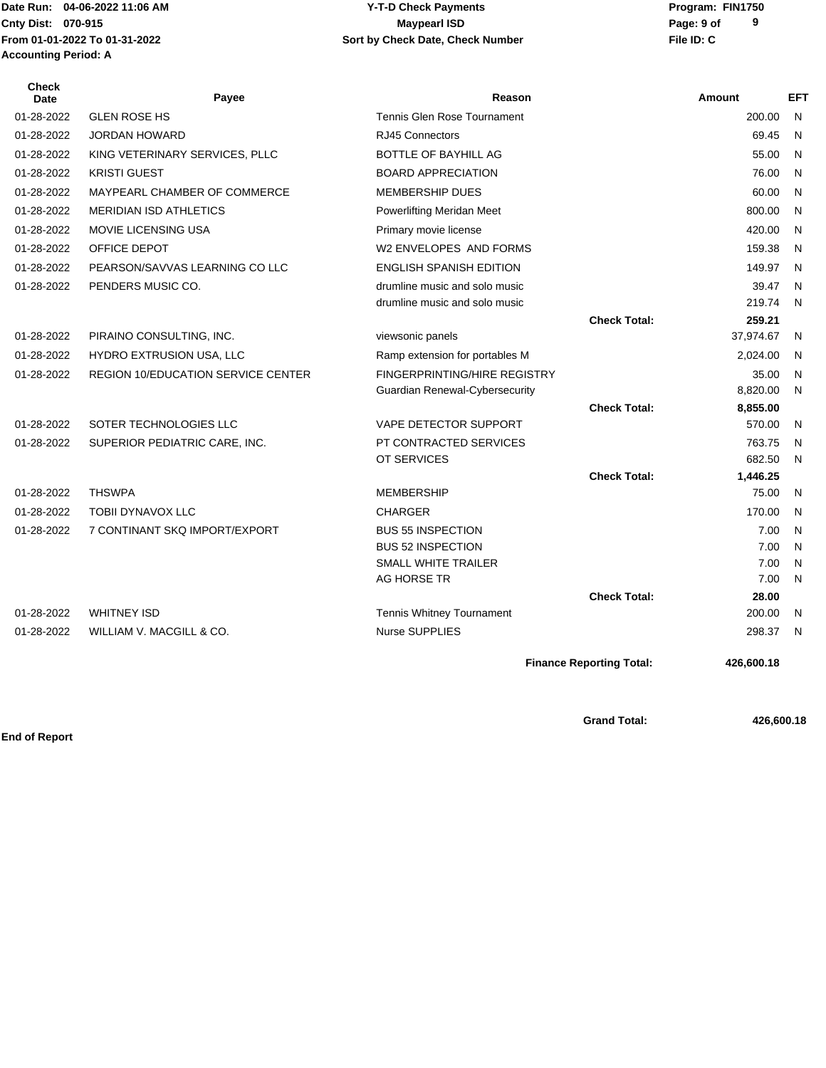Date Run: 04-06-2022 11:06 AM
Cnty Dist: 070-915
From 01-01-2022 To 01-31-2022
Accounting Period: A

**Y-T-D Check Payments**
**Maypearl ISD**
**Sort by Check Date, Check Number**

Program: FIN1750
File ID: C

| Check Date | Payee | Reason | | Amount | EFT |
|---|---|---|---|---|---|
| 01-28-2022 | GLEN ROSE HS | Tennis Glen Rose Tournament | | 200.00 | N |
| 01-28-2022 | JORDAN HOWARD | RJ45 Connectors | | 69.45 | N |
| 01-28-2022 | KING VETERINARY SERVICES, PLLC | BOTTLE OF BAYHILL AG | | 55.00 | N |
| 01-28-2022 | KRISTI GUEST | BOARD APPRECIATION | | 76.00 | N |
| 01-28-2022 | MAYPEARL CHAMBER OF COMMERCE | MEMBERSHIP DUES | | 60.00 | N |
| 01-28-2022 | MERIDIAN ISD ATHLETICS | Powerlifting Meridan Meet | | 800.00 | N |
| 01-28-2022 | MOVIE LICENSING USA | Primary movie license | | 420.00 | N |
| 01-28-2022 | OFFICE DEPOT | W2 ENVELOPES AND FORMS | | 159.38 | N |
| 01-28-2022 | PEARSON/SAVVAS LEARNING CO LLC | ENGLISH SPANISH EDITION | | 149.97 | N |
| 01-28-2022 | PENDERS MUSIC CO. | drumline music and solo music | | 39.47 | N |
| | | drumline music and solo music | | 219.74 | N |
| | | | **Check Total:** | **259.21** | |
| 01-28-2022 | PIRAINO CONSULTING, INC. | viewsonic panels | | 37,974.67 | N |
| 01-28-2022 | HYDRO EXTRUSION USA, LLC | Ramp extension for portables M | | 2,024.00 | N |
| 01-28-2022 | REGION 10/EDUCATION SERVICE CENTER | FINGERPRINTING/HIRE REGISTRY | | 35.00 | N |
| | | Guardian Renewal-Cybersecurity | | 8,820.00 | N |
| | | | **Check Total:** | **8,855.00** | |
| 01-28-2022 | SOTER TECHNOLOGIES LLC | VAPE DETECTOR SUPPORT | | 570.00 | N |
| 01-28-2022 | SUPERIOR PEDIATRIC CARE, INC. | PT CONTRACTED SERVICES | | 763.75 | N |
| | | OT SERVICES | | 682.50 | N |
| | | | **Check Total:** | **1,446.25** | |
| 01-28-2022 | THSWPA | MEMBERSHIP | | 75.00 | N |
| 01-28-2022 | TOBII DYNAVOX LLC | CHARGER | | 170.00 | N |
| 01-28-2022 | 7 CONTINANT SKQ IMPORT/EXPORT | BUS 55 INSPECTION | | 7.00 | N |
| | | BUS 52 INSPECTION | | 7.00 | N |
| | | SMALL WHITE TRAILER | | 7.00 | N |
| | | AG HORSE TR | | 7.00 | N |
| | | | **Check Total:** | **28.00** | |
| 01-28-2022 | WHITNEY ISD | Tennis Whitney Tournament | | 200.00 | N |
| 01-28-2022 | WILLIAM V. MACGILL & CO. | Nurse SUPPLIES | | 298.37 | N |
| | | | **Finance Reporting Total:** | **426,600.18** | |

**Grand Total: 426,600.18**

**End of Report**